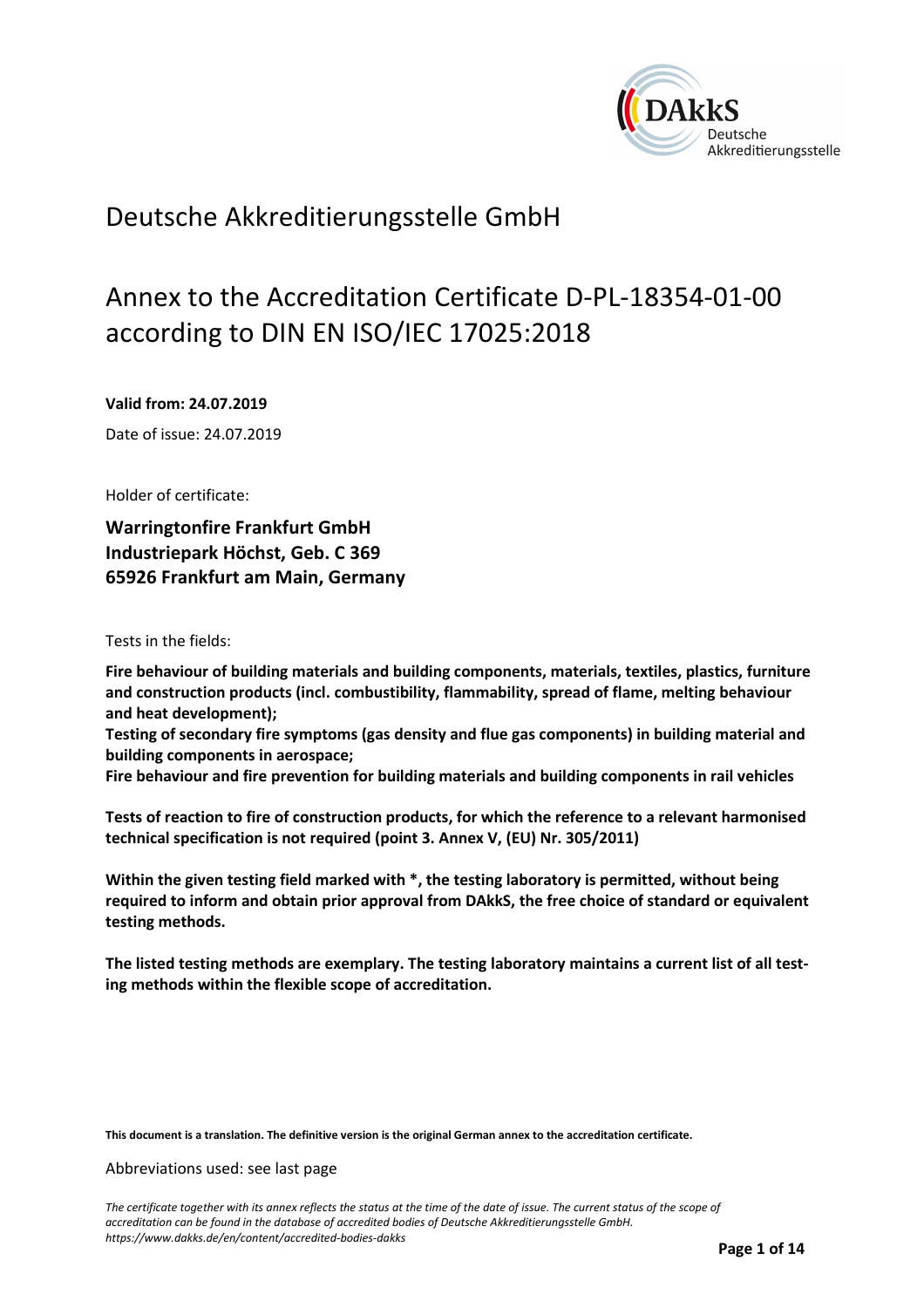# Deutsche Akkreditierungsstelle GmbH

## Annex to the Accreditation Certificate D-PL-18354-01-00 according to DIN EN ISO/IEC 17025:2018

**Valid from: 24.07.2019**

Date of issue: 24.07.2019

Holder of certificate:

**Warringtonfire Frankfurt GmbH**
**Industriepark Höchst, Geb. C 369**
**65926 Frankfurt am Main, Germany**

Tests in the fields:

**Fire behaviour of building materials and building components, materials, textiles, plastics, furniture and construction products (incl. combustibility, flammability, spread of flame, melting behaviour and heat development);**
**Testing of secondary fire symptoms (gas density and flue gas components) in building material and building components in aerospace;**
**Fire behaviour and fire prevention for building materials and building components in rail vehicles**

**Tests of reaction to fire of construction products, for which the reference to a relevant harmonised technical specification is not required (point 3. Annex V, (EU) Nr. 305/2011)**

**Within the given testing field marked with *, the testing laboratory is permitted, without being required to inform and obtain prior approval from DAkkS, the free choice of standard or equivalent testing methods.**

**The listed testing methods are exemplary. The testing laboratory maintains a current list of all testing methods within the flexible scope of accreditation.**

**This document is a translation. The definitive version is the original German annex to the accreditation certificate.**

Abbreviations used: see last page

*The certificate together with its annex reflects the status at the time of the date of issue. The current status of the scope of accreditation can be found in the database of accredited bodies of Deutsche Akkreditierungsstelle GmbH. https://www.dakks.de/en/content/accredited-bodies-dakks*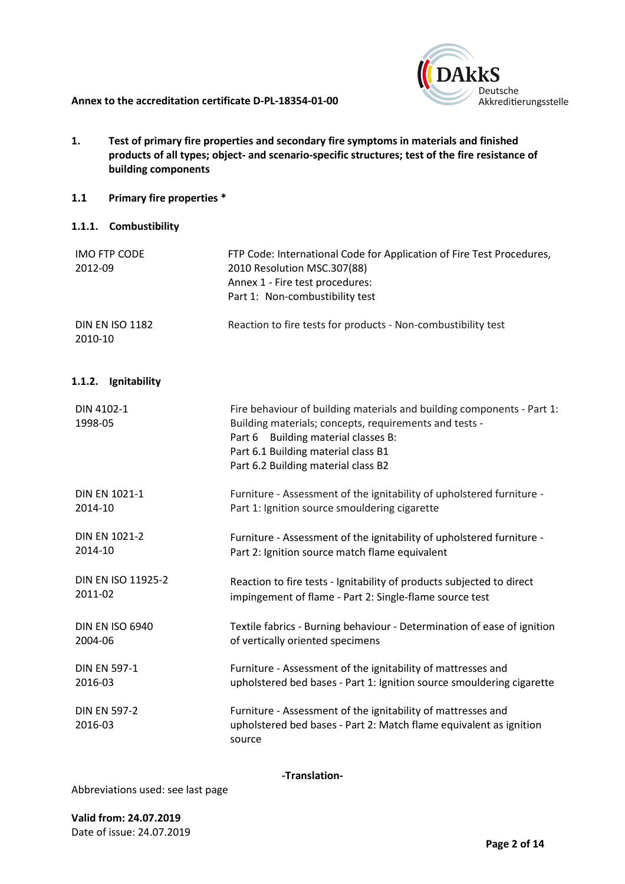**Annex to the accreditation certificate D-PL-18354-01-00**

## 1. Test of primary fire properties and secondary fire symptoms in materials and finished products of all types; object- and scenario-specific structures; test of the fire resistance of building components

### 1.1 Primary fire properties *

#### 1.1.1. Combustibility

| | |
|---|---|
| IMO FTP CODE<br>2012-09 | FTP Code: International Code for Application of Fire Test Procedures, 2010 Resolution MSC.307(88)<br>Annex 1 - Fire test procedures:<br>Part 1: Non-combustibility test |
| DIN EN ISO 1182<br>2010-10 | Reaction to fire tests for products - Non-combustibility test |

#### 1.1.2. Ignitability

| | |
|---|---|
| DIN 4102-1<br>1998-05 | Fire behaviour of building materials and building components - Part 1: Building materials; concepts, requirements and tests -<br>Part 6 Building material classes B:<br>Part 6.1 Building material class B1<br>Part 6.2 Building material class B2 |
| DIN EN 1021-1<br>2014-10 | Furniture - Assessment of the ignitability of upholstered furniture - Part 1: Ignition source smouldering cigarette |
| DIN EN 1021-2<br>2014-10 | Furniture - Assessment of the ignitability of upholstered furniture - Part 2: Ignition source match flame equivalent |
| DIN EN ISO 11925-2<br>2011-02 | Reaction to fire tests - Ignitability of products subjected to direct impingement of flame - Part 2: Single-flame source test |
| DIN EN ISO 6940<br>2004-06 | Textile fabrics - Burning behaviour - Determination of ease of ignition of vertically oriented specimens |
| DIN EN 597-1<br>2016-03 | Furniture - Assessment of the ignitability of mattresses and upholstered bed bases - Part 1: Ignition source smouldering cigarette |
| DIN EN 597-2<br>2016-03 | Furniture - Assessment of the ignitability of mattresses and upholstered bed bases - Part 2: Match flame equivalent as ignition source |

-Translation-

Abbreviations used: see last page

**Valid from: 24.07.2019**
Date of issue: 24.07.2019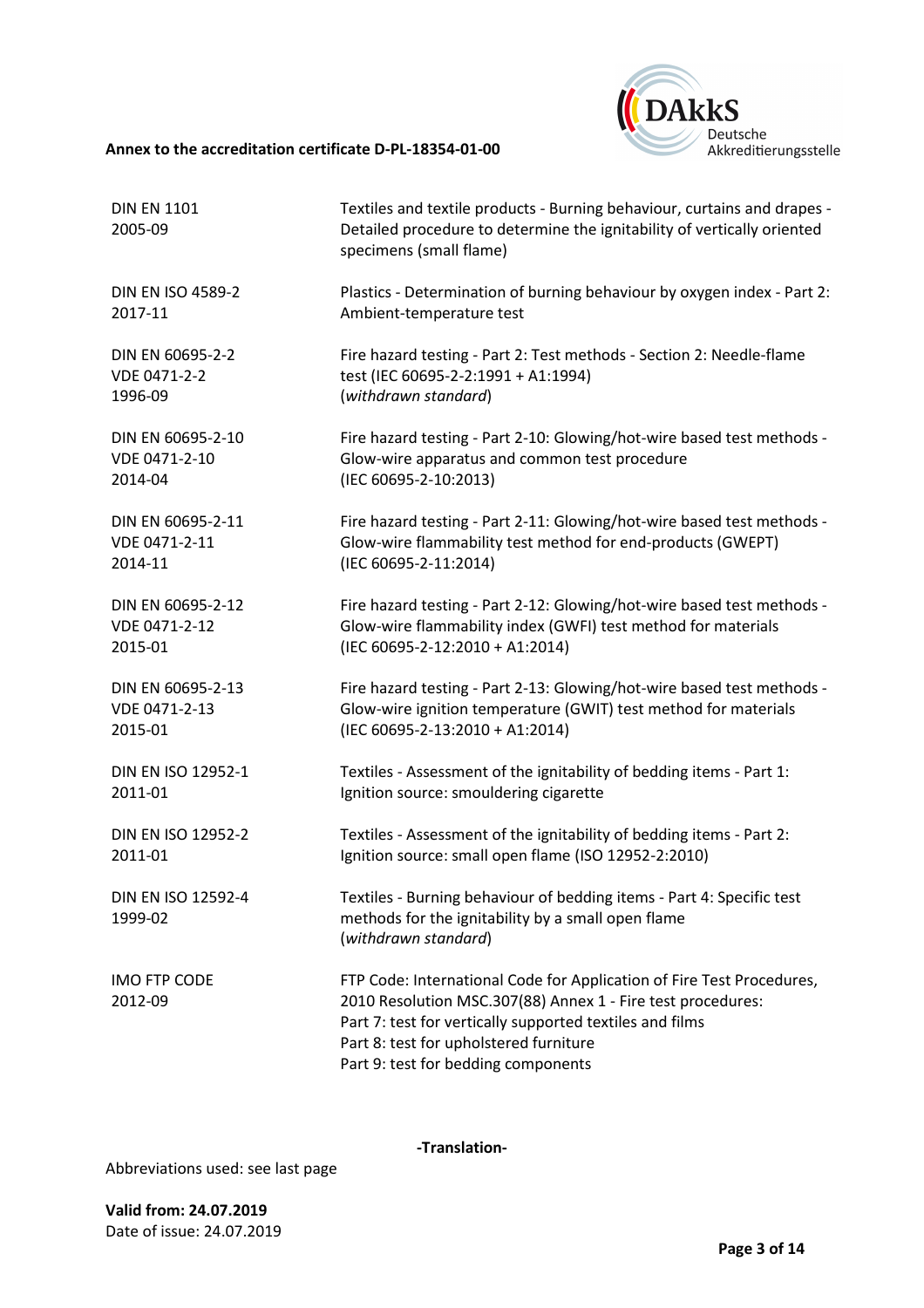| | |
|---|---|
| DIN EN 1101<br>2005-09 | Textiles and textile products - Burning behaviour, curtains and drapes - Detailed procedure to determine the ignitability of vertically oriented specimens (small flame) |
| DIN EN ISO 4589-2<br>2017-11 | Plastics - Determination of burning behaviour by oxygen index - Part 2: Ambient-temperature test |
| DIN EN 60695-2-2<br>VDE 0471-2-2<br>1996-09 | Fire hazard testing - Part 2: Test methods - Section 2: Needle-flame test (IEC 60695-2-2:1991 + A1:1994)<br>(*withdrawn standard*) |
| DIN EN 60695-2-10<br>VDE 0471-2-10<br>2014-04 | Fire hazard testing - Part 2-10: Glowing/hot-wire based test methods - Glow-wire apparatus and common test procedure<br>(IEC 60695-2-10:2013) |
| DIN EN 60695-2-11<br>VDE 0471-2-11<br>2014-11 | Fire hazard testing - Part 2-11: Glowing/hot-wire based test methods - Glow-wire flammability test method for end-products (GWEPT)<br>(IEC 60695-2-11:2014) |
| DIN EN 60695-2-12<br>VDE 0471-2-12<br>2015-01 | Fire hazard testing - Part 2-12: Glowing/hot-wire based test methods - Glow-wire flammability index (GWFI) test method for materials<br>(IEC 60695-2-12:2010 + A1:2014) |
| DIN EN 60695-2-13<br>VDE 0471-2-13<br>2015-01 | Fire hazard testing - Part 2-13: Glowing/hot-wire based test methods - Glow-wire ignition temperature (GWIT) test method for materials<br>(IEC 60695-2-13:2010 + A1:2014) |
| DIN EN ISO 12952-1<br>2011-01 | Textiles - Assessment of the ignitability of bedding items - Part 1: Ignition source: smouldering cigarette |
| DIN EN ISO 12952-2<br>2011-01 | Textiles - Assessment of the ignitability of bedding items - Part 2: Ignition source: small open flame (ISO 12952-2:2010) |
| DIN EN ISO 12592-4<br>1999-02 | Textiles - Burning behaviour of bedding items - Part 4: Specific test methods for the ignitability by a small open flame<br>(*withdrawn standard*) |
| IMO FTP CODE<br>2012-09 | FTP Code: International Code for Application of Fire Test Procedures, 2010 Resolution MSC.307(88) Annex 1 - Fire test procedures:<br>Part 7: test for vertically supported textiles and films<br>Part 8: test for upholstered furniture<br>Part 9: test for bedding components |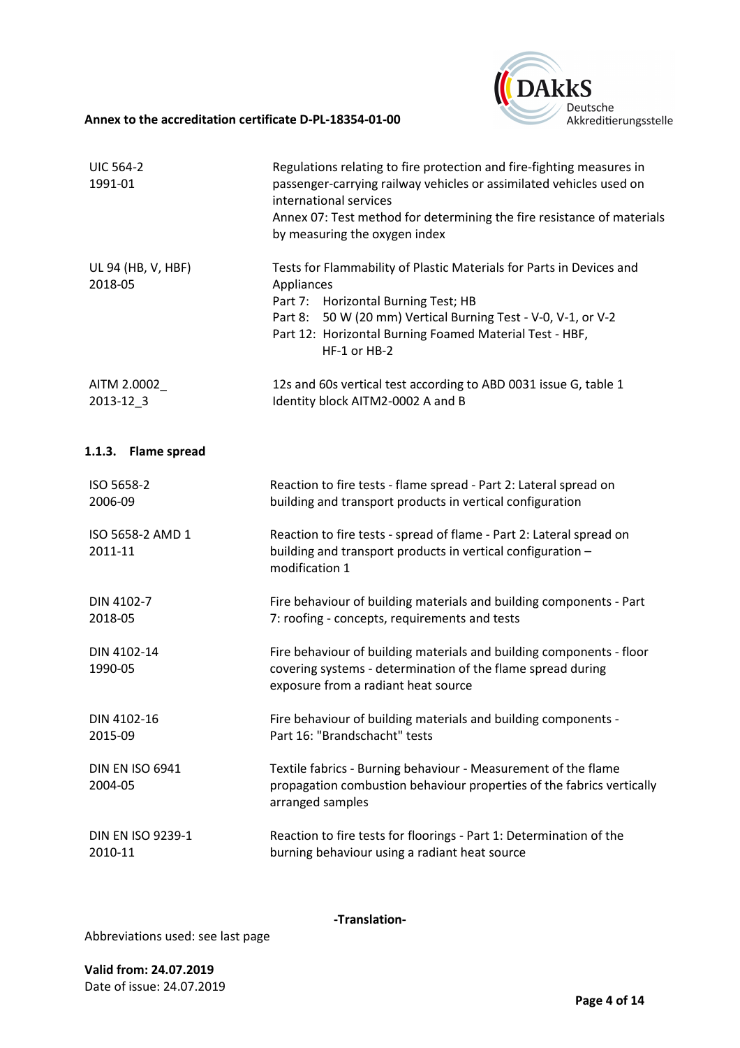| | |
|---|---|
| UIC 564-2<br>1991-01 | Regulations relating to fire protection and fire-fighting measures in passenger-carrying railway vehicles or assimilated vehicles used on international services<br>Annex 07: Test method for determining the fire resistance of materials by measuring the oxygen index |
| UL 94 (HB, V, HBF)<br>2018-05 | Tests for Flammability of Plastic Materials for Parts in Devices and Appliances<br>Part 7: Horizontal Burning Test; HB<br>Part 8: 50 W (20 mm) Vertical Burning Test - V-0, V-1, or V-2<br>Part 12: Horizontal Burning Foamed Material Test - HBF, HF-1 or HB-2 |
| AITM 2.0002_<br>2013-12_3 | 12s and 60s vertical test according to ABD 0031 issue G, table 1<br>Identity block AITM2-0002 A and B |

### 1.1.3. Flame spread

| | |
|---|---|
| ISO 5658-2<br>2006-09 | Reaction to fire tests - flame spread - Part 2: Lateral spread on building and transport products in vertical configuration |
| ISO 5658-2 AMD 1<br>2011-11 | Reaction to fire tests - spread of flame - Part 2: Lateral spread on building and transport products in vertical configuration – modification 1 |
| DIN 4102-7<br>2018-05 | Fire behaviour of building materials and building components - Part 7: roofing - concepts, requirements and tests |
| DIN 4102-14<br>1990-05 | Fire behaviour of building materials and building components - floor covering systems - determination of the flame spread during exposure from a radiant heat source |
| DIN 4102-16<br>2015-09 | Fire behaviour of building materials and building components - Part 16: "Brandschacht" tests |
| DIN EN ISO 6941<br>2004-05 | Textile fabrics - Burning behaviour - Measurement of the flame propagation combustion behaviour properties of the fabrics vertically arranged samples |
| DIN EN ISO 9239-1<br>2010-11 | Reaction to fire tests for floorings - Part 1: Determination of the burning behaviour using a radiant heat source |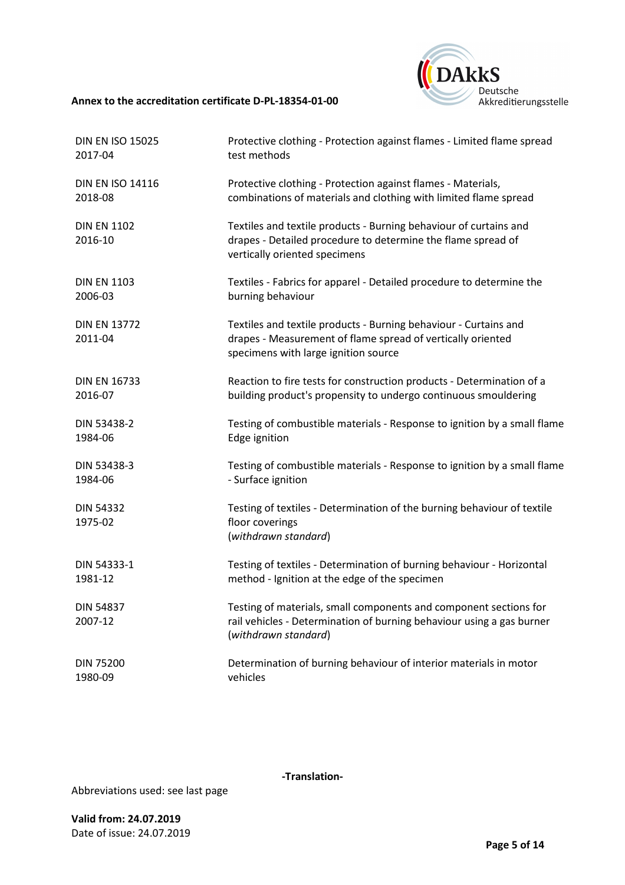| | |
|---|---|
| DIN EN ISO 15025<br>2017-04 | Protective clothing - Protection against flames - Limited flame spread test methods |
| DIN EN ISO 14116<br>2018-08 | Protective clothing - Protection against flames - Materials, combinations of materials and clothing with limited flame spread |
| DIN EN 1102<br>2016-10 | Textiles and textile products - Burning behaviour of curtains and drapes - Detailed procedure to determine the flame spread of vertically oriented specimens |
| DIN EN 1103<br>2006-03 | Textiles - Fabrics for apparel - Detailed procedure to determine the burning behaviour |
| DIN EN 13772<br>2011-04 | Textiles and textile products - Burning behaviour - Curtains and drapes - Measurement of flame spread of vertically oriented specimens with large ignition source |
| DIN EN 16733<br>2016-07 | Reaction to fire tests for construction products - Determination of a building product's propensity to undergo continuous smouldering |
| DIN 53438-2<br>1984-06 | Testing of combustible materials - Response to ignition by a small flame Edge ignition |
| DIN 53438-3<br>1984-06 | Testing of combustible materials - Response to ignition by a small flame - Surface ignition |
| DIN 54332<br>1975-02 | Testing of textiles - Determination of the burning behaviour of textile floor coverings<br>(*withdrawn standard*) |
| DIN 54333-1<br>1981-12 | Testing of textiles - Determination of burning behaviour - Horizontal method - Ignition at the edge of the specimen |
| DIN 54837<br>2007-12 | Testing of materials, small components and component sections for rail vehicles - Determination of burning behaviour using a gas burner<br>(*withdrawn standard*) |
| DIN 75200<br>1980-09 | Determination of burning behaviour of interior materials in motor vehicles |

-Translation-

Abbreviations used: see last page

**Valid from: 24.07.2019**
Date of issue: 24.07.2019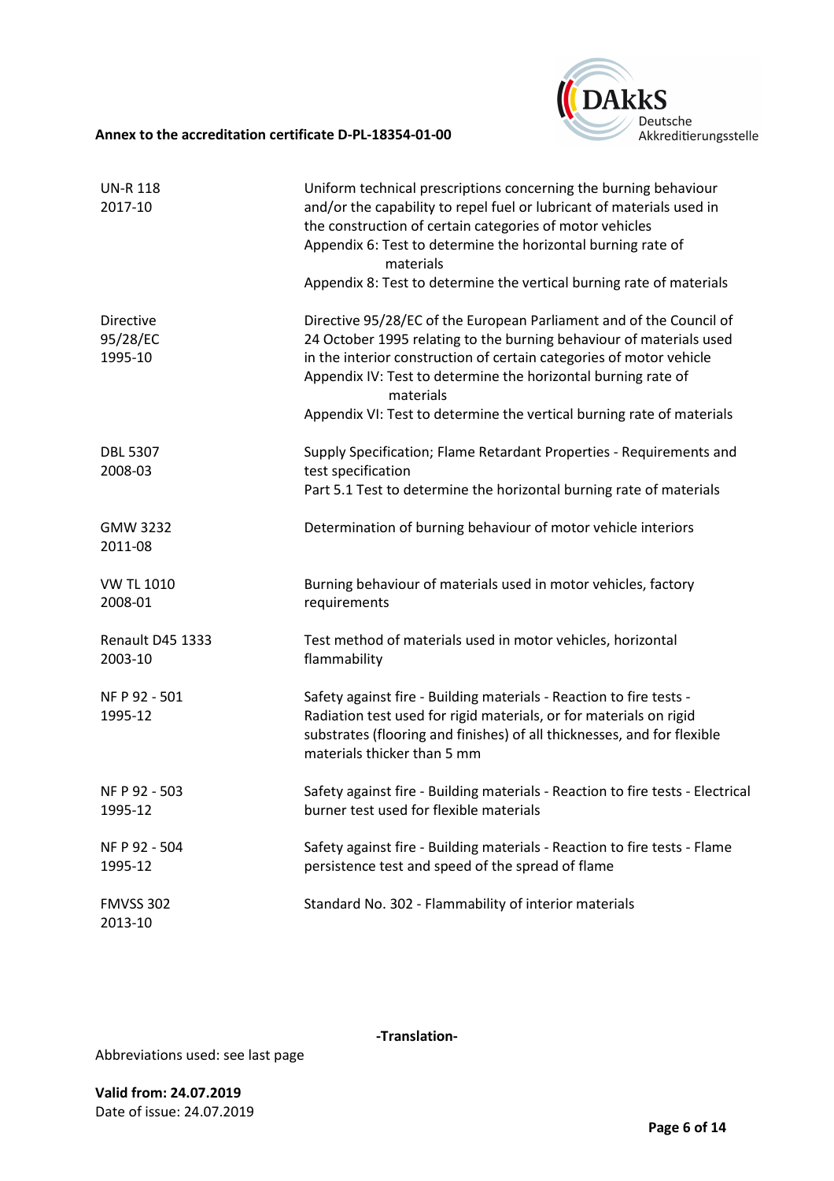| | |
|---|---|
| UN-R 118<br>2017-10 | Uniform technical prescriptions concerning the burning behaviour and/or the capability to repel fuel or lubricant of materials used in the construction of certain categories of motor vehicles<br>Appendix 6: Test to determine the horizontal burning rate of materials<br>Appendix 8: Test to determine the vertical burning rate of materials |
| Directive 95/28/EC<br>1995-10 | Directive 95/28/EC of the European Parliament and of the Council of 24 October 1995 relating to the burning behaviour of materials used in the interior construction of certain categories of motor vehicle<br>Appendix IV: Test to determine the horizontal burning rate of materials<br>Appendix VI: Test to determine the vertical burning rate of materials |
| DBL 5307<br>2008-03 | Supply Specification; Flame Retardant Properties - Requirements and test specification<br>Part 5.1 Test to determine the horizontal burning rate of materials |
| GMW 3232<br>2011-08 | Determination of burning behaviour of motor vehicle interiors |
| VW TL 1010<br>2008-01 | Burning behaviour of materials used in motor vehicles, factory requirements |
| Renault D45 1333<br>2003-10 | Test method of materials used in motor vehicles, horizontal flammability |
| NF P 92 - 501<br>1995-12 | Safety against fire - Building materials - Reaction to fire tests - Radiation test used for rigid materials, or for materials on rigid substrates (flooring and finishes) of all thicknesses, and for flexible materials thicker than 5 mm |
| NF P 92 - 503<br>1995-12 | Safety against fire - Building materials - Reaction to fire tests - Electrical burner test used for flexible materials |
| NF P 92 - 504<br>1995-12 | Safety against fire - Building materials - Reaction to fire tests - Flame persistence test and speed of the spread of flame |
| FMVSS 302<br>2013-10 | Standard No. 302 - Flammability of interior materials |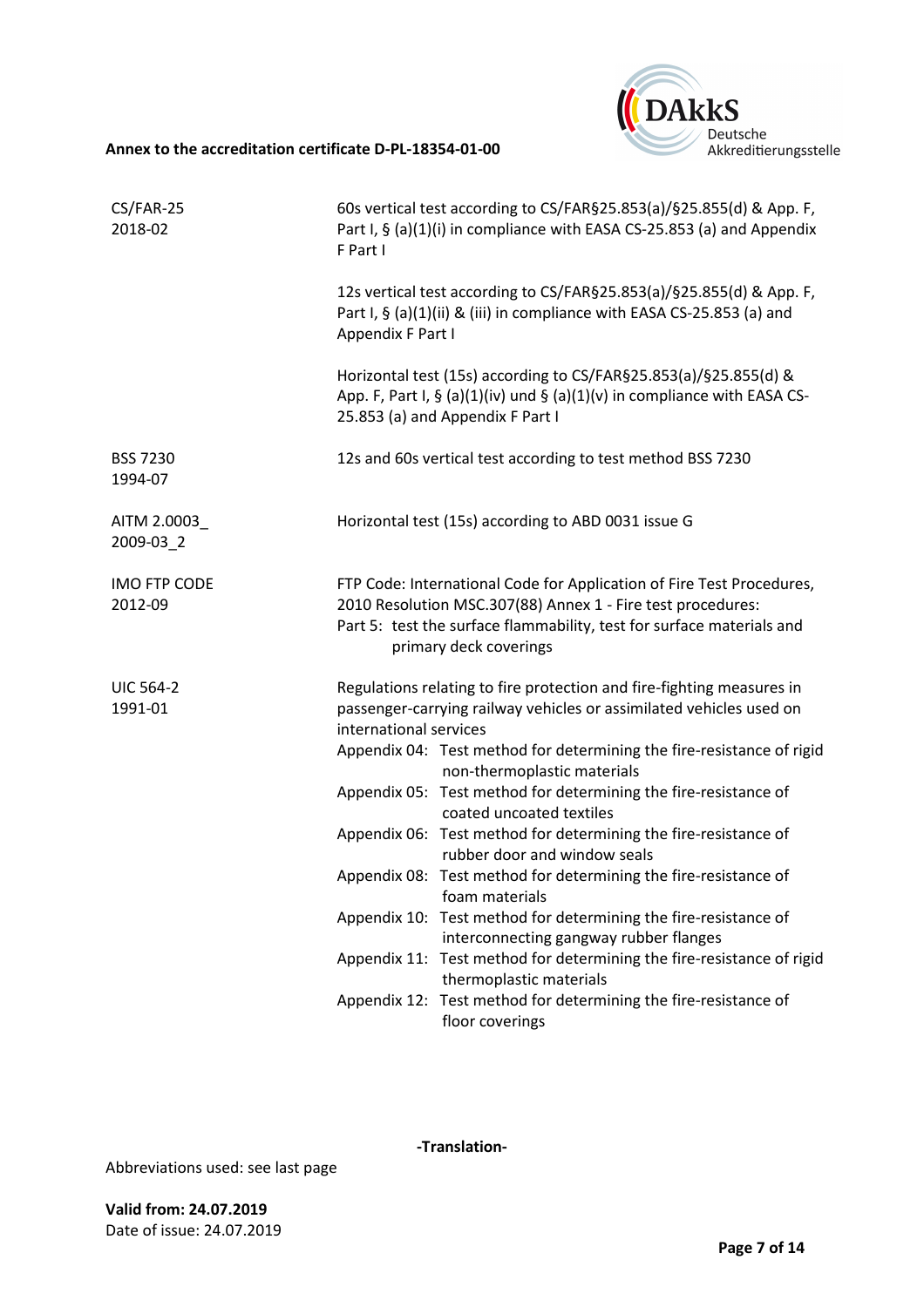| | |
|---|---|
| CS/FAR-25<br>2018-02 | 60s vertical test according to CS/FAR§25.853(a)/§25.855(d) & App. F, Part I, § (a)(1)(i) in compliance with EASA CS-25.853 (a) and Appendix F Part I<br><br>12s vertical test according to CS/FAR§25.853(a)/§25.855(d) & App. F, Part I, § (a)(1)(ii) & (iii) in compliance with EASA CS-25.853 (a) and Appendix F Part I<br><br>Horizontal test (15s) according to CS/FAR§25.853(a)/§25.855(d) & App. F, Part I, § (a)(1)(iv) und § (a)(1)(v) in compliance with EASA CS-25.853 (a) and Appendix F Part I |
| BSS 7230<br>1994-07 | 12s and 60s vertical test according to test method BSS 7230 |
| AITM 2.0003_<br>2009-03_2 | Horizontal test (15s) according to ABD 0031 issue G |
| IMO FTP CODE<br>2012-09 | FTP Code: International Code for Application of Fire Test Procedures, 2010 Resolution MSC.307(88) Annex 1 - Fire test procedures:<br>Part 5: test the surface flammability, test for surface materials and primary deck coverings |
| UIC 564-2<br>1991-01 | Regulations relating to fire protection and fire-fighting measures in passenger-carrying railway vehicles or assimilated vehicles used on international services<br>Appendix 04: Test method for determining the fire-resistance of rigid non-thermoplastic materials<br>Appendix 05: Test method for determining the fire-resistance of coated uncoated textiles<br>Appendix 06: Test method for determining the fire-resistance of rubber door and window seals<br>Appendix 08: Test method for determining the fire-resistance of foam materials<br>Appendix 10: Test method for determining the fire-resistance of interconnecting gangway rubber flanges<br>Appendix 11: Test method for determining the fire-resistance of rigid thermoplastic materials<br>Appendix 12: Test method for determining the fire-resistance of floor coverings |

-Translation-

Abbreviations used: see last page

**Valid from: 24.07.2019**
Date of issue: 24.07.2019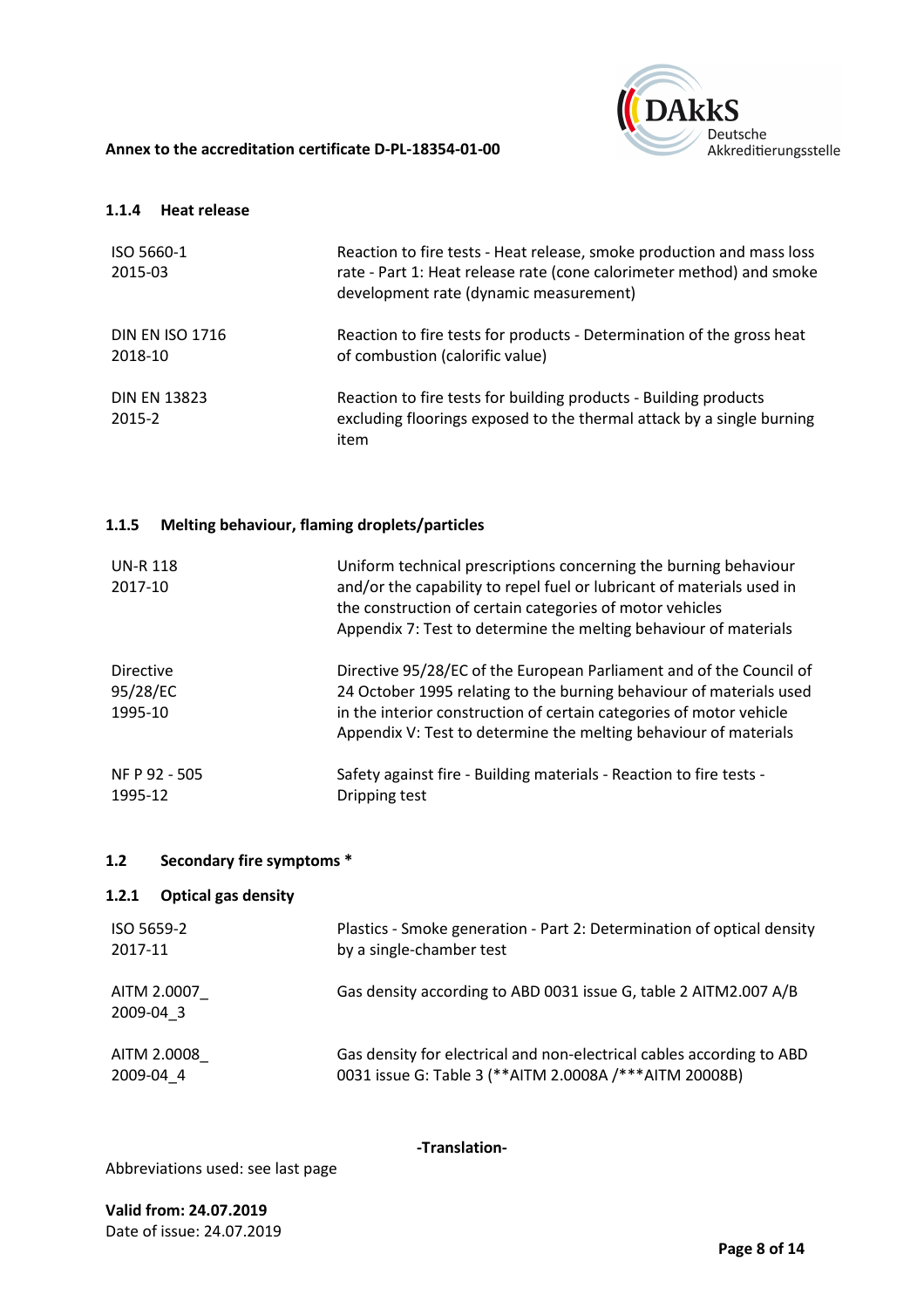### 1.1.4 Heat release

| | |
|---|---|
| ISO 5660-1<br>2015-03 | Reaction to fire tests - Heat release, smoke production and mass loss rate - Part 1: Heat release rate (cone calorimeter method) and smoke development rate (dynamic measurement) |
| DIN EN ISO 1716<br>2018-10 | Reaction to fire tests for products - Determination of the gross heat of combustion (calorific value) |
| DIN EN 13823<br>2015-2 | Reaction to fire tests for building products - Building products excluding floorings exposed to the thermal attack by a single burning item |

### 1.1.5 Melting behaviour, flaming droplets/particles

| | |
|---|---|
| UN-R 118<br>2017-10 | Uniform technical prescriptions concerning the burning behaviour and/or the capability to repel fuel or lubricant of materials used in the construction of certain categories of motor vehicles<br>Appendix 7: Test to determine the melting behaviour of materials |
| Directive<br>95/28/EC<br>1995-10 | Directive 95/28/EC of the European Parliament and of the Council of 24 October 1995 relating to the burning behaviour of materials used in the interior construction of certain categories of motor vehicle<br>Appendix V: Test to determine the melting behaviour of materials |
| NF P 92 - 505<br>1995-12 | Safety against fire - Building materials - Reaction to fire tests - Dripping test |

## 1.2 Secondary fire symptoms *

### 1.2.1 Optical gas density

| | |
|---|---|
| ISO 5659-2<br>2017-11 | Plastics - Smoke generation - Part 2: Determination of optical density by a single-chamber test |
| AITM 2.0007_<br>2009-04_3 | Gas density according to ABD 0031 issue G, table 2 AITM2.007 A/B |
| AITM 2.0008_<br>2009-04_4 | Gas density for electrical and non-electrical cables according to ABD 0031 issue G: Table 3 (**AITM 2.0008A /***AITM 20008B) |

-Translation-

Abbreviations used: see last page

**Valid from: 24.07.2019**
Date of issue: 24.07.2019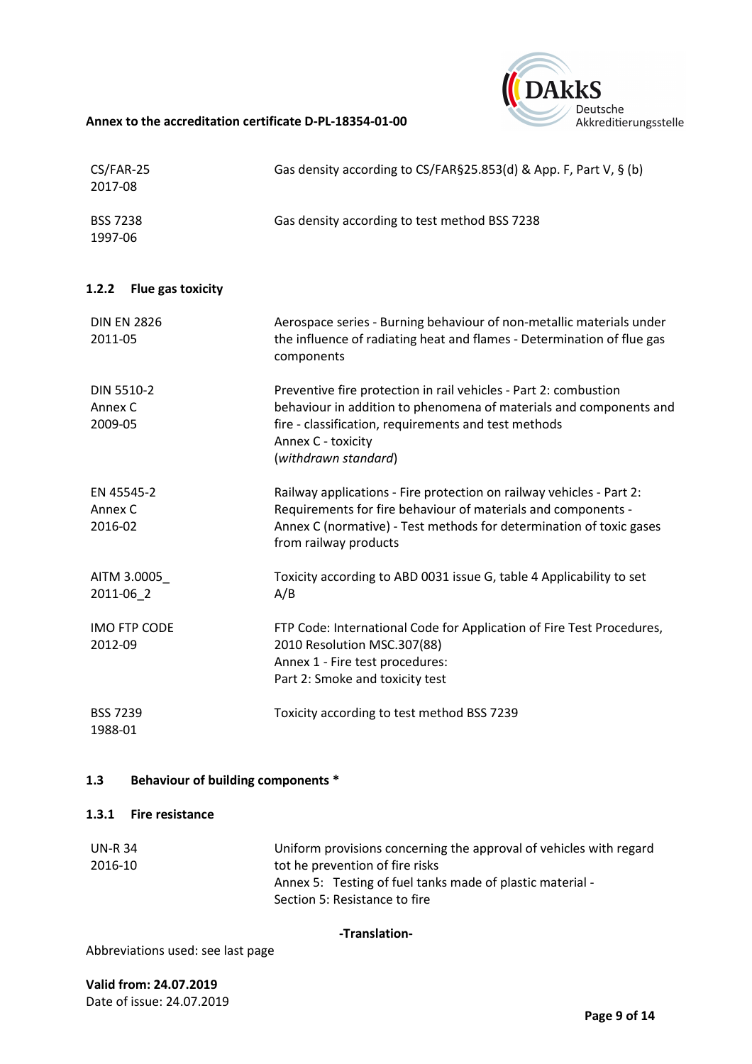| | |
|---|---|
| CS/FAR-25<br>2017-08 | Gas density according to CS/FAR§25.853(d) & App. F, Part V, § (b) |
| BSS 7238<br>1997-06 | Gas density according to test method BSS 7238 |

#### 1.2.2 Flue gas toxicity

| | |
|---|---|
| DIN EN 2826<br>2011-05 | Aerospace series - Burning behaviour of non-metallic materials under the influence of radiating heat and flames - Determination of flue gas components |
| DIN 5510-2<br>Annex C<br>2009-05 | Preventive fire protection in rail vehicles - Part 2: combustion behaviour in addition to phenomena of materials and components and fire - classification, requirements and test methods<br>Annex C - toxicity<br>(*withdrawn standard*) |
| EN 45545-2<br>Annex C<br>2016-02 | Railway applications - Fire protection on railway vehicles - Part 2: Requirements for fire behaviour of materials and components - Annex C (normative) - Test methods for determination of toxic gases from railway products |
| AITM 3.0005_<br>2011-06_2 | Toxicity according to ABD 0031 issue G, table 4 Applicability to set A/B |
| IMO FTP CODE<br>2012-09 | FTP Code: International Code for Application of Fire Test Procedures, 2010 Resolution MSC.307(88)<br>Annex 1 - Fire test procedures:<br>Part 2: Smoke and toxicity test |
| BSS 7239<br>1988-01 | Toxicity according to test method BSS 7239 |

### 1.3 Behaviour of building components *

#### 1.3.1 Fire resistance

| | |
|---|---|
| UN-R 34<br>2016-10 | Uniform provisions concerning the approval of vehicles with regard tot he prevention of fire risks<br>Annex 5: Testing of fuel tanks made of plastic material - Section 5: Resistance to fire |

-Translation-

Abbreviations used: see last page

**Valid from: 24.07.2019**
Date of issue: 24.07.2019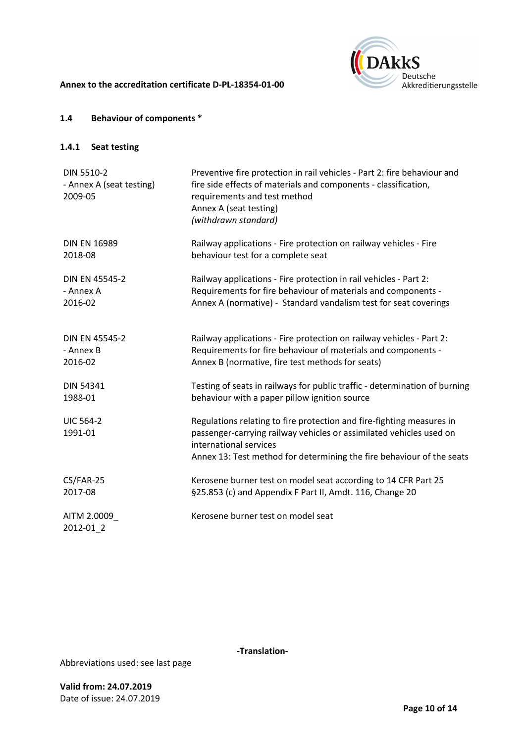### 1.4 Behaviour of components *

#### 1.4.1 Seat testing

| | |
|---|---|
| DIN 5510-2<br>- Annex A (seat testing)<br>2009-05 | Preventive fire protection in rail vehicles - Part 2: fire behaviour and fire side effects of materials and components - classification, requirements and test method<br>Annex A (seat testing)<br>*(withdrawn standard)* |
| DIN EN 16989<br>2018-08 | Railway applications - Fire protection on railway vehicles - Fire behaviour test for a complete seat |
| DIN EN 45545-2<br>- Annex A<br>2016-02 | Railway applications - Fire protection in rail vehicles - Part 2: Requirements for fire behaviour of materials and components - Annex A (normative) - Standard vandalism test for seat coverings |
| DIN EN 45545-2<br>- Annex B<br>2016-02 | Railway applications - Fire protection on railway vehicles - Part 2: Requirements for fire behaviour of materials and components - Annex B (normative, fire test methods for seats) |
| DIN 54341<br>1988-01 | Testing of seats in railways for public traffic - determination of burning behaviour with a paper pillow ignition source |
| UIC 564-2<br>1991-01 | Regulations relating to fire protection and fire-fighting measures in passenger-carrying railway vehicles or assimilated vehicles used on international services<br>Annex 13: Test method for determining the fire behaviour of the seats |
| CS/FAR-25<br>2017-08 | Kerosene burner test on model seat according to 14 CFR Part 25 §25.853 (c) and Appendix F Part II, Amdt. 116, Change 20 |
| AITM 2.0009_<br>2012-01_2 | Kerosene burner test on model seat |

-Translation-

Abbreviations used: see last page

**Valid from: 24.07.2019**
Date of issue: 24.07.2019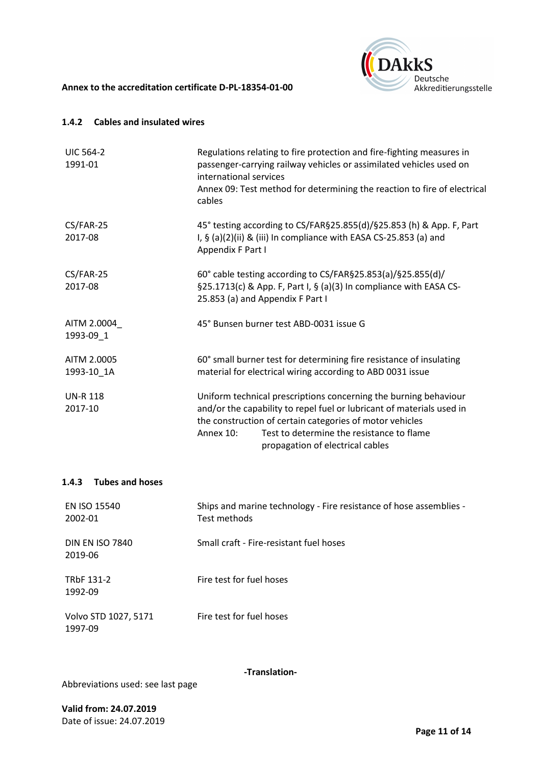### 1.4.2 Cables and insulated wires

| | |
|---|---|
| UIC 564-2<br>1991-01 | Regulations relating to fire protection and fire-fighting measures in passenger-carrying railway vehicles or assimilated vehicles used on international services<br>Annex 09: Test method for determining the reaction to fire of electrical cables |
| CS/FAR-25<br>2017-08 | 45° testing according to CS/FAR§25.855(d)/§25.853 (h) & App. F, Part I, § (a)(2)(ii) & (iii) In compliance with EASA CS-25.853 (a) and Appendix F Part I |
| CS/FAR-25<br>2017-08 | 60° cable testing according to CS/FAR§25.853(a)/§25.855(d)/ §25.1713(c) & App. F, Part I, § (a)(3) In compliance with EASA CS-25.853 (a) and Appendix F Part I |
| AITM 2.0004_<br>1993-09_1 | 45° Bunsen burner test ABD-0031 issue G |
| AITM 2.0005<br>1993-10_1A | 60° small burner test for determining fire resistance of insulating material for electrical wiring according to ABD 0031 issue |
| UN-R 118<br>2017-10 | Uniform technical prescriptions concerning the burning behaviour and/or the capability to repel fuel or lubricant of materials used in the construction of certain categories of motor vehicles<br>Annex 10: Test to determine the resistance to flame propagation of electrical cables |

### 1.4.3 Tubes and hoses

| | |
|---|---|
| EN ISO 15540<br>2002-01 | Ships and marine technology - Fire resistance of hose assemblies - Test methods |
| DIN EN ISO 7840<br>2019-06 | Small craft - Fire-resistant fuel hoses |
| TRbF 131-2<br>1992-09 | Fire test for fuel hoses |
| Volvo STD 1027, 5171<br>1997-09 | Fire test for fuel hoses |

-Translation-

Abbreviations used: see last page

**Valid from: 24.07.2019**
Date of issue: 24.07.2019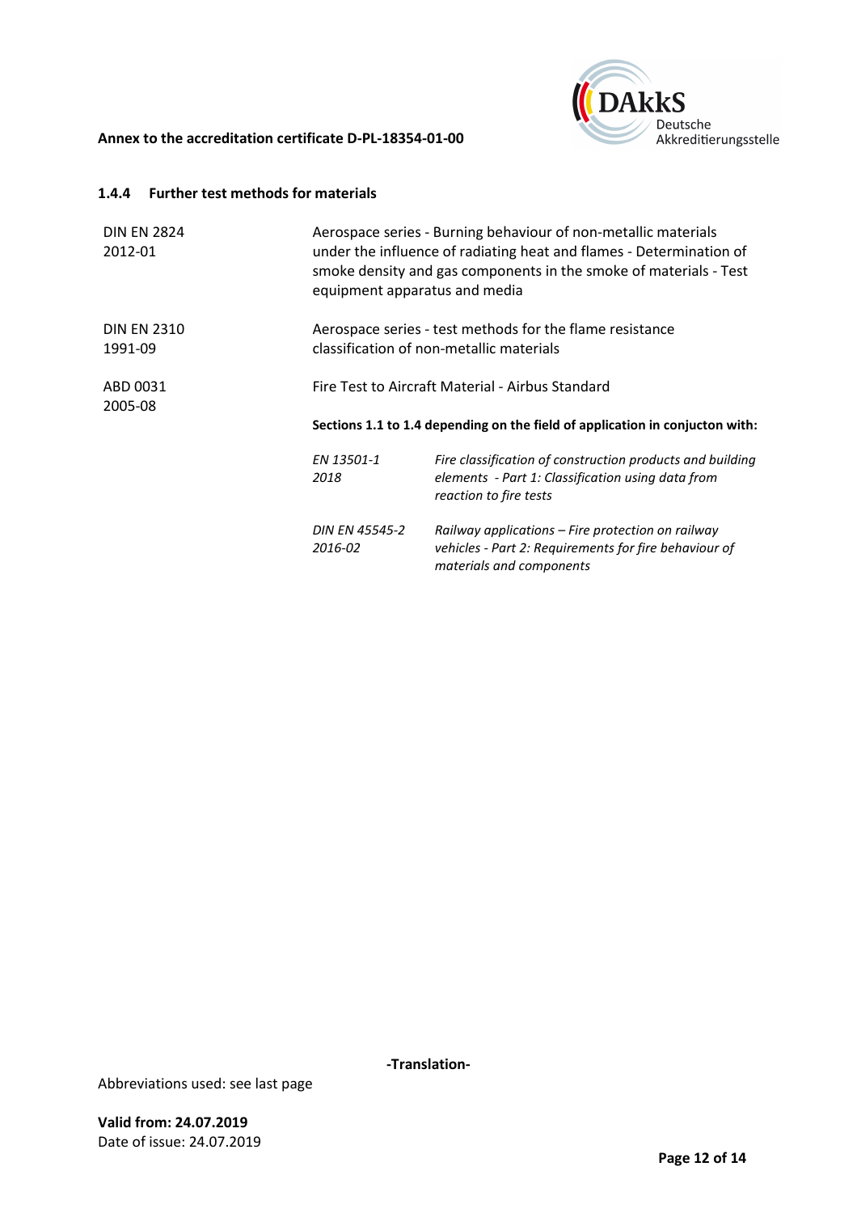### 1.4.4 Further test methods for materials

| | |
|---|---|
| DIN EN 2824<br>2012-01 | Aerospace series - Burning behaviour of non-metallic materials under the influence of radiating heat and flames - Determination of smoke density and gas components in the smoke of materials - Test equipment apparatus and media |
| DIN EN 2310<br>1991-09 | Aerospace series - test methods for the flame resistance classification of non-metallic materials |
| ABD 0031<br>2005-08 | Fire Test to Aircraft Material - Airbus Standard |

**Sections 1.1 to 1.4 depending on the field of application in conjucton with:**

| | |
|---|---|
| *EN 13501-1*<br>*2018* | *Fire classification of construction products and building elements - Part 1: Classification using data from reaction to fire tests* |
| *DIN EN 45545-2*<br>*2016-02* | *Railway applications – Fire protection on railway vehicles - Part 2: Requirements for fire behaviour of materials and components* |

-Translation-

Abbreviations used: see last page

**Valid from: 24.07.2019**
Date of issue: 24.07.2019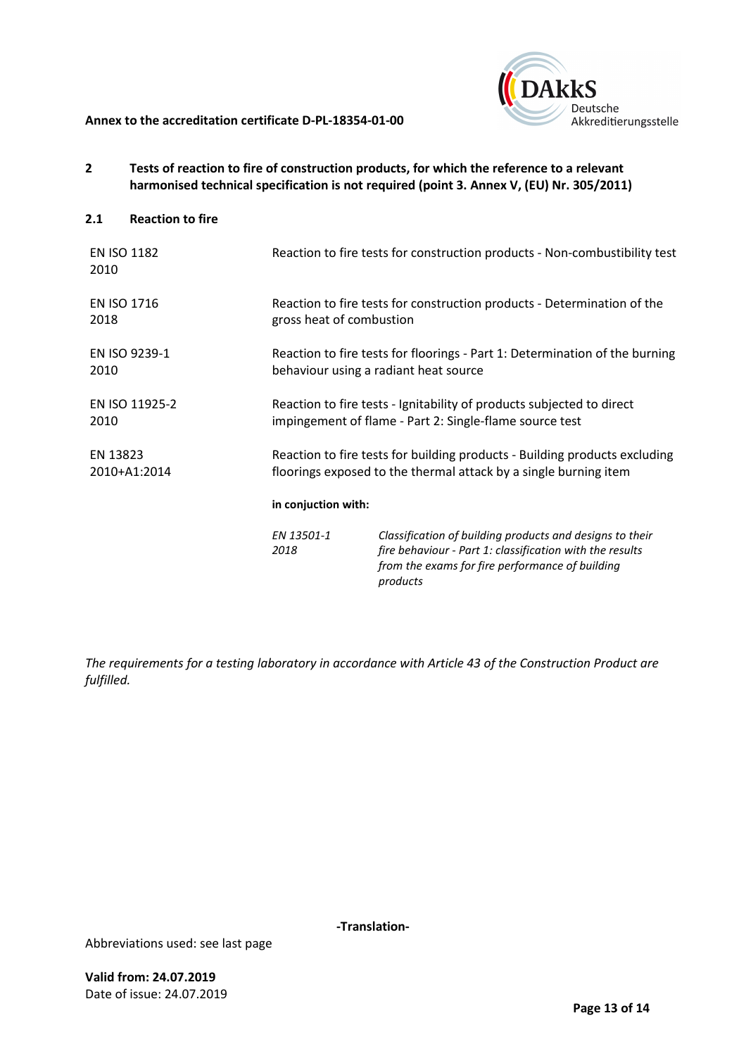## 2 Tests of reaction to fire of construction products, for which the reference to a relevant harmonised technical specification is not required (point 3. Annex V, (EU) Nr. 305/2011)

### 2.1 Reaction to fire

| | |
|---|---|
| EN ISO 1182<br>2010 | Reaction to fire tests for construction products - Non-combustibility test |
| EN ISO 1716<br>2018 | Reaction to fire tests for construction products - Determination of the gross heat of combustion |
| EN ISO 9239-1<br>2010 | Reaction to fire tests for floorings - Part 1: Determination of the burning behaviour using a radiant heat source |
| EN ISO 11925-2<br>2010 | Reaction to fire tests - Ignitability of products subjected to direct impingement of flame - Part 2: Single-flame source test |
| EN 13823<br>2010+A1:2014 | Reaction to fire tests for building products - Building products excluding floorings exposed to the thermal attack by a single burning item |

**in conjuction with:**

| | |
|---|---|
| *EN 13501-1*<br>*2018* | *Classification of building products and designs to their fire behaviour - Part 1: classification with the results from the exams for fire performance of building products* |

*The requirements for a testing laboratory in accordance with Article 43 of the Construction Product are fulfilled.*

**-Translation-**

Abbreviations used: see last page

**Valid from: 24.07.2019**
Date of issue: 24.07.2019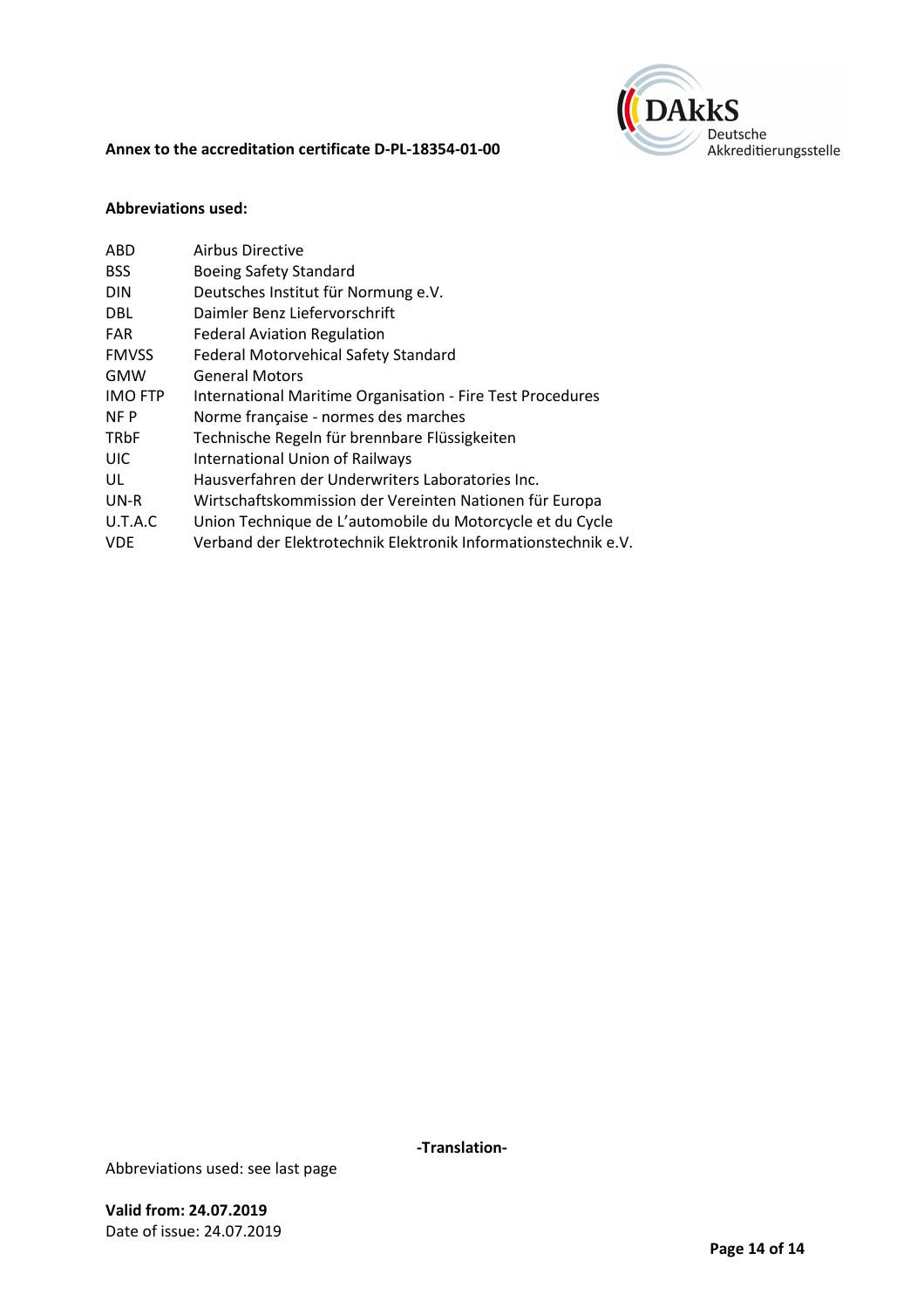**Abbreviations used:**

| | |
|---|---|
| ABD | Airbus Directive |
| BSS | Boeing Safety Standard |
| DIN | Deutsches Institut für Normung e.V. |
| DBL | Daimler Benz Liefervorschrift |
| FAR | Federal Aviation Regulation |
| FMVSS | Federal Motorvehical Safety Standard |
| GMW | General Motors |
| IMO FTP | International Maritime Organisation - Fire Test Procedures |
| NF P | Norme française - normes des marches |
| TRbF | Technische Regeln für brennbare Flüssigkeiten |
| UIC | International Union of Railways |
| UL | Hausverfahren der Underwriters Laboratories Inc. |
| UN-R | Wirtschaftskommission der Vereinten Nationen für Europa |
| U.T.A.C | Union Technique de L'automobile du Motorcycle et du Cycle |
| VDE | Verband der Elektrotechnik Elektronik Informationstechnik e.V. |